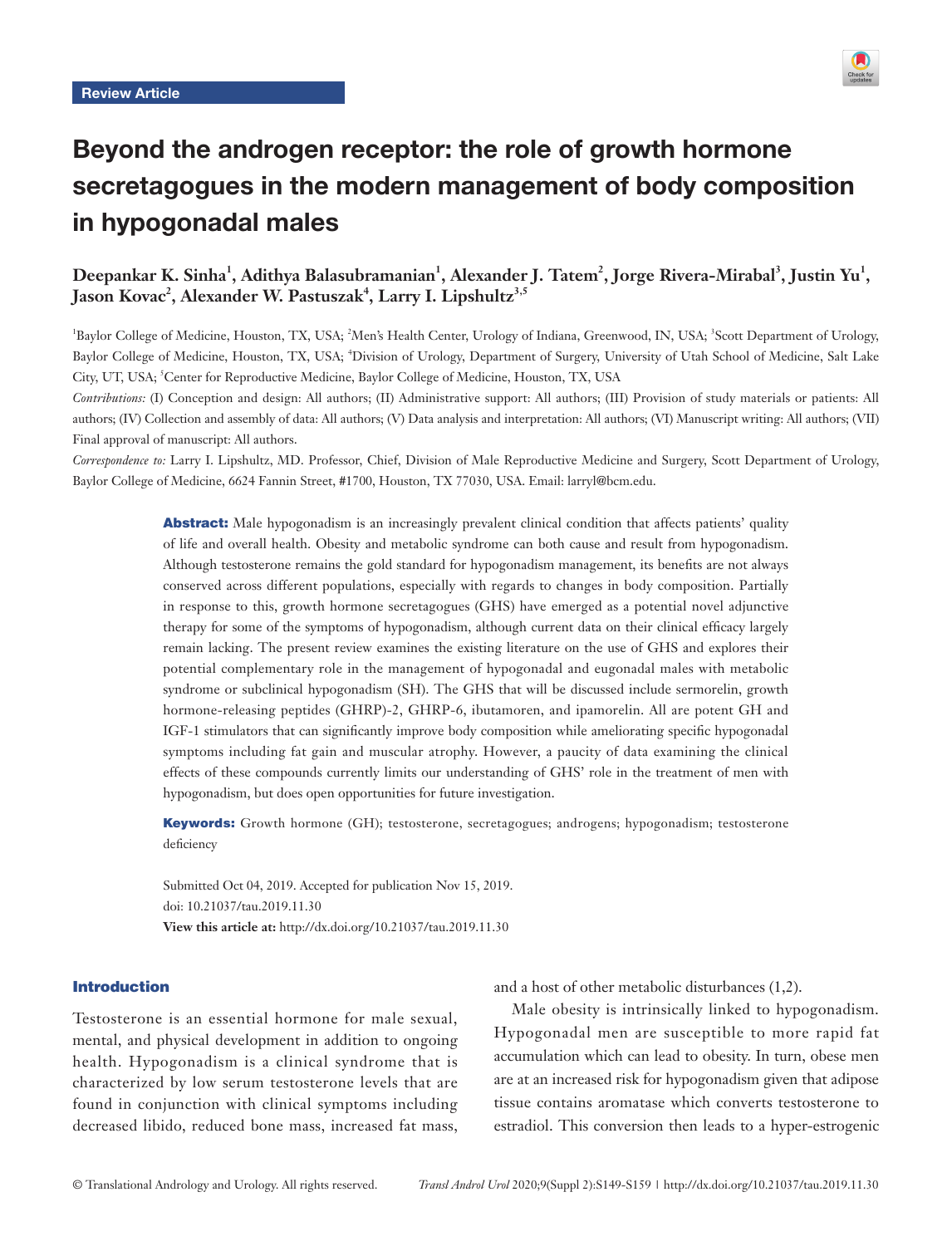Review Article

# Beyond the androgen receptor: the role of growth hormone secretagogues in the modern management of body composition in hypogonadal males

**Deepankar K. Sinha[1], Adithya Balasubramanian[1], Alexander J. Tatem[2], Jorge Rivera-Mirabal[3], Justin Yu[1], Jason Kovac[2], Alexander W. Pastuszak[4], Larry I. Lipshultz[3,5]**

[1]Baylor College of Medicine, Houston, TX, USA; [2]Men's Health Center, Urology of Indiana, Greenwood, IN, USA; [3]Scott Department of Urology, Baylor College of Medicine, Houston, TX, USA; [4]Division of Urology, Department of Surgery, University of Utah School of Medicine, Salt Lake City, UT, USA; [5]Center for Reproductive Medicine, Baylor College of Medicine, Houston, TX, USA

*Contributions:* (I) Conception and design: All authors; (II) Administrative support: All authors; (III) Provision of study materials or patients: All authors; (IV) Collection and assembly of data: All authors; (V) Data analysis and interpretation: All authors; (VI) Manuscript writing: All authors; (VII) Final approval of manuscript: All authors.

*Correspondence to:* Larry I. Lipshultz, MD. Professor, Chief, Division of Male Reproductive Medicine and Surgery, Scott Department of Urology, Baylor College of Medicine, 6624 Fannin Street, #1700, Houston, TX 77030, USA. Email: larryl@bcm.edu.

**Abstract:** Male hypogonadism is an increasingly prevalent clinical condition that affects patients' quality of life and overall health. Obesity and metabolic syndrome can both cause and result from hypogonadism. Although testosterone remains the gold standard for hypogonadism management, its benefits are not always conserved across different populations, especially with regards to changes in body composition. Partially in response to this, growth hormone secretagogues (GHS) have emerged as a potential novel adjunctive therapy for some of the symptoms of hypogonadism, although current data on their clinical efficacy largely remain lacking. The present review examines the existing literature on the use of GHS and explores their potential complementary role in the management of hypogonadal and eugonadal males with metabolic syndrome or subclinical hypogonadism (SH). The GHS that will be discussed include sermorelin, growth hormone-releasing peptides (GHRP)-2, GHRP-6, ibutamoren, and ipamorelin. All are potent GH and IGF-1 stimulators that can significantly improve body composition while ameliorating specific hypogonadal symptoms including fat gain and muscular atrophy. However, a paucity of data examining the clinical effects of these compounds currently limits our understanding of GHS' role in the treatment of men with hypogonadism, but does open opportunities for future investigation.

**Keywords:** Growth hormone (GH); testosterone, secretagogues; androgens; hypogonadism; testosterone deficiency

Submitted Oct 04, 2019. Accepted for publication Nov 15, 2019.
doi: 10.21037/tau.2019.11.30
**View this article at:** http://dx.doi.org/10.21037/tau.2019.11.30

## Introduction

Testosterone is an essential hormone for male sexual, mental, and physical development in addition to ongoing health. Hypogonadism is a clinical syndrome that is characterized by low serum testosterone levels that are found in conjunction with clinical symptoms including decreased libido, reduced bone mass, increased fat mass, and a host of other metabolic disturbances (1,2).

Male obesity is intrinsically linked to hypogonadism. Hypogonadal men are susceptible to more rapid fat accumulation which can lead to obesity. In turn, obese men are at an increased risk for hypogonadism given that adipose tissue contains aromatase which converts testosterone to estradiol. This conversion then leads to a hyper-estrogenic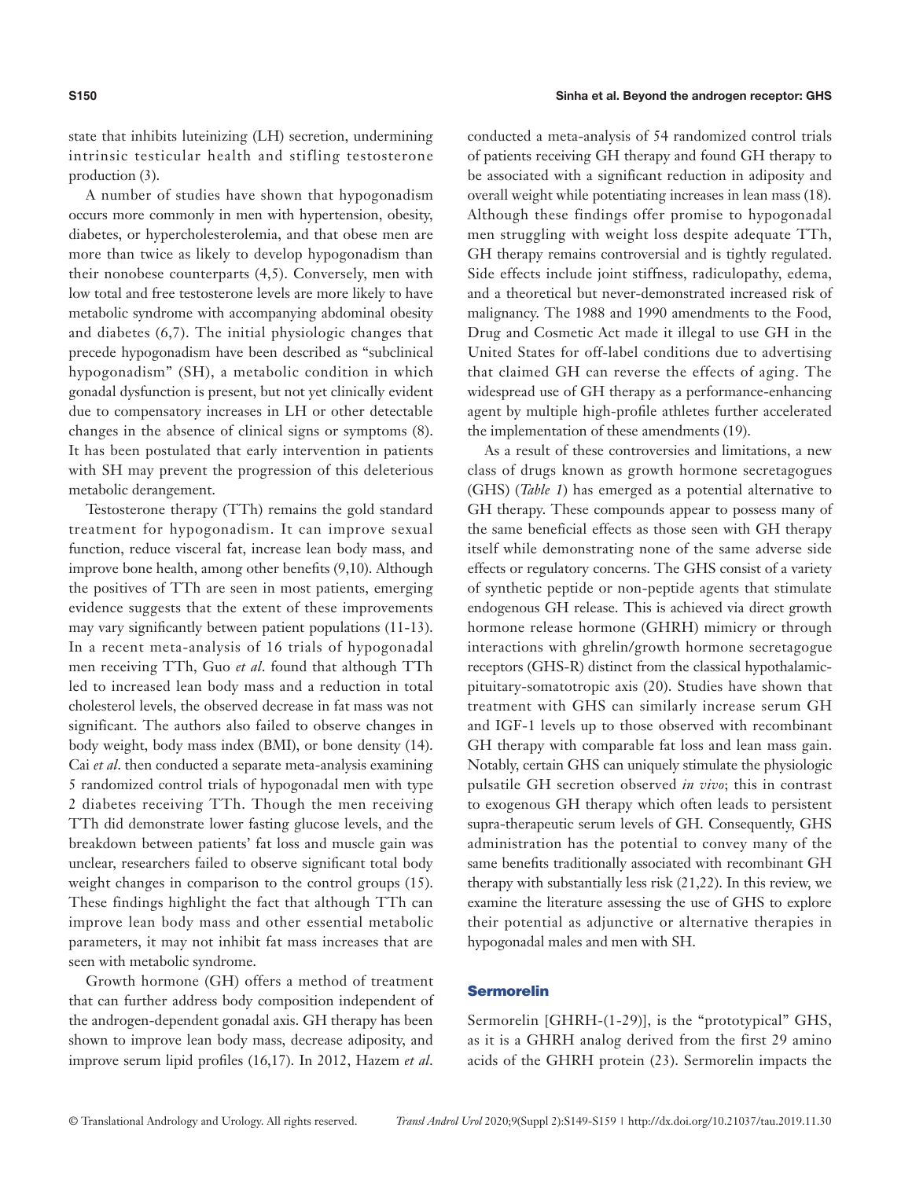state that inhibits luteinizing (LH) secretion, undermining intrinsic testicular health and stifling testosterone production (3).

A number of studies have shown that hypogonadism occurs more commonly in men with hypertension, obesity, diabetes, or hypercholesterolemia, and that obese men are more than twice as likely to develop hypogonadism than their nonobese counterparts (4,5). Conversely, men with low total and free testosterone levels are more likely to have metabolic syndrome with accompanying abdominal obesity and diabetes (6,7). The initial physiologic changes that precede hypogonadism have been described as "subclinical hypogonadism" (SH), a metabolic condition in which gonadal dysfunction is present, but not yet clinically evident due to compensatory increases in LH or other detectable changes in the absence of clinical signs or symptoms (8). It has been postulated that early intervention in patients with SH may prevent the progression of this deleterious metabolic derangement.

Testosterone therapy (TTh) remains the gold standard treatment for hypogonadism. It can improve sexual function, reduce visceral fat, increase lean body mass, and improve bone health, among other benefits (9,10). Although the positives of TTh are seen in most patients, emerging evidence suggests that the extent of these improvements may vary significantly between patient populations (11-13). In a recent meta-analysis of 16 trials of hypogonadal men receiving TTh, Guo *et al*. found that although TTh led to increased lean body mass and a reduction in total cholesterol levels, the observed decrease in fat mass was not significant. The authors also failed to observe changes in body weight, body mass index (BMI), or bone density (14). Cai *et al*. then conducted a separate meta-analysis examining 5 randomized control trials of hypogonadal men with type 2 diabetes receiving TTh. Though the men receiving TTh did demonstrate lower fasting glucose levels, and the breakdown between patients' fat loss and muscle gain was unclear, researchers failed to observe significant total body weight changes in comparison to the control groups (15). These findings highlight the fact that although TTh can improve lean body mass and other essential metabolic parameters, it may not inhibit fat mass increases that are seen with metabolic syndrome.

Growth hormone (GH) offers a method of treatment that can further address body composition independent of the androgen-dependent gonadal axis. GH therapy has been shown to improve lean body mass, decrease adiposity, and improve serum lipid profiles (16,17). In 2012, Hazem *et al*. conducted a meta-analysis of 54 randomized control trials of patients receiving GH therapy and found GH therapy to be associated with a significant reduction in adiposity and overall weight while potentiating increases in lean mass (18). Although these findings offer promise to hypogonadal men struggling with weight loss despite adequate TTh, GH therapy remains controversial and is tightly regulated. Side effects include joint stiffness, radiculopathy, edema, and a theoretical but never-demonstrated increased risk of malignancy. The 1988 and 1990 amendments to the Food, Drug and Cosmetic Act made it illegal to use GH in the United States for off-label conditions due to advertising that claimed GH can reverse the effects of aging. The widespread use of GH therapy as a performance-enhancing agent by multiple high-profile athletes further accelerated the implementation of these amendments (19).

As a result of these controversies and limitations, a new class of drugs known as growth hormone secretagogues (GHS) (*Table 1*) has emerged as a potential alternative to GH therapy. These compounds appear to possess many of the same beneficial effects as those seen with GH therapy itself while demonstrating none of the same adverse side effects or regulatory concerns. The GHS consist of a variety of synthetic peptide or non-peptide agents that stimulate endogenous GH release. This is achieved via direct growth hormone release hormone (GHRH) mimicry or through interactions with ghrelin/growth hormone secretagogue receptors (GHS-R) distinct from the classical hypothalamic-pituitary-somatotropic axis (20). Studies have shown that treatment with GHS can similarly increase serum GH and IGF-1 levels up to those observed with recombinant GH therapy with comparable fat loss and lean mass gain. Notably, certain GHS can uniquely stimulate the physiologic pulsatile GH secretion observed *in vivo*; this in contrast to exogenous GH therapy which often leads to persistent supra-therapeutic serum levels of GH. Consequently, GHS administration has the potential to convey many of the same benefits traditionally associated with recombinant GH therapy with substantially less risk (21,22). In this review, we examine the literature assessing the use of GHS to explore their potential as adjunctive or alternative therapies in hypogonadal males and men with SH.

## Sermorelin

Sermorelin [GHRH-(1-29)], is the "prototypical" GHS, as it is a GHRH analog derived from the first 29 amino acids of the GHRH protein (23). Sermorelin impacts the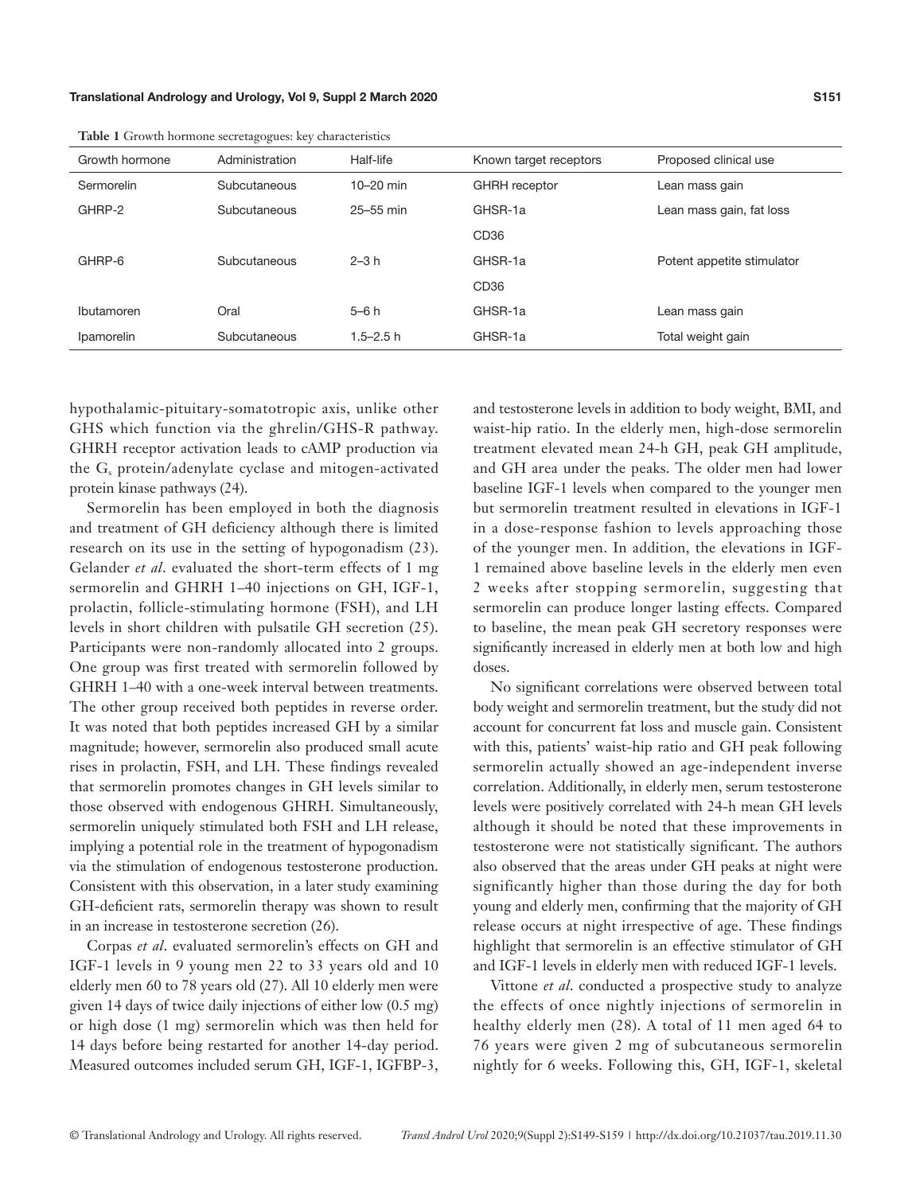**Table 1** Growth hormone secretagogues: key characteristics

| Growth hormone | Administration | Half-life | Known target receptors | Proposed clinical use |
|---|---|---|---|---|
| Sermorelin | Subcutaneous | 10–20 min | GHRH receptor | Lean mass gain |
| GHRP-2 | Subcutaneous | 25–55 min | GHSR-1a | Lean mass gain, fat loss |
| | | | CD36 | |
| GHRP-6 | Subcutaneous | 2–3 h | GHSR-1a | Potent appetite stimulator |
| | | | CD36 | |
| Ibutamoren | Oral | 5–6 h | GHSR-1a | Lean mass gain |
| Ipamorelin | Subcutaneous | 1.5–2.5 h | GHSR-1a | Total weight gain |

hypothalamic-pituitary-somatotropic axis, unlike other GHS which function via the ghrelin/GHS-R pathway. GHRH receptor activation leads to cAMP production via the $G_s$ protein/adenylate cyclase and mitogen-activated protein kinase pathways (24).

Sermorelin has been employed in both the diagnosis and treatment of GH deficiency although there is limited research on its use in the setting of hypogonadism (23). Gelander *et al*. evaluated the short-term effects of 1 mg sermorelin and GHRH 1–40 injections on GH, IGF-1, prolactin, follicle-stimulating hormone (FSH), and LH levels in short children with pulsatile GH secretion (25). Participants were non-randomly allocated into 2 groups. One group was first treated with sermorelin followed by GHRH 1–40 with a one-week interval between treatments. The other group received both peptides in reverse order. It was noted that both peptides increased GH by a similar magnitude; however, sermorelin also produced small acute rises in prolactin, FSH, and LH. These findings revealed that sermorelin promotes changes in GH levels similar to those observed with endogenous GHRH. Simultaneously, sermorelin uniquely stimulated both FSH and LH release, implying a potential role in the treatment of hypogonadism via the stimulation of endogenous testosterone production. Consistent with this observation, in a later study examining GH-deficient rats, sermorelin therapy was shown to result in an increase in testosterone secretion (26).

Corpas *et al*. evaluated sermorelin's effects on GH and IGF-1 levels in 9 young men 22 to 33 years old and 10 elderly men 60 to 78 years old (27). All 10 elderly men were given 14 days of twice daily injections of either low (0.5 mg) or high dose (1 mg) sermorelin which was then held for 14 days before being restarted for another 14-day period. Measured outcomes included serum GH, IGF-1, IGFBP-3, and testosterone levels in addition to body weight, BMI, and waist-hip ratio. In the elderly men, high-dose sermorelin treatment elevated mean 24-h GH, peak GH amplitude, and GH area under the peaks. The older men had lower baseline IGF-1 levels when compared to the younger men but sermorelin treatment resulted in elevations in IGF-1 in a dose-response fashion to levels approaching those of the younger men. In addition, the elevations in IGF-1 remained above baseline levels in the elderly men even 2 weeks after stopping sermorelin, suggesting that sermorelin can produce longer lasting effects. Compared to baseline, the mean peak GH secretory responses were significantly increased in elderly men at both low and high doses.

No significant correlations were observed between total body weight and sermorelin treatment, but the study did not account for concurrent fat loss and muscle gain. Consistent with this, patients' waist-hip ratio and GH peak following sermorelin actually showed an age-independent inverse correlation. Additionally, in elderly men, serum testosterone levels were positively correlated with 24-h mean GH levels although it should be noted that these improvements in testosterone were not statistically significant. The authors also observed that the areas under GH peaks at night were significantly higher than those during the day for both young and elderly men, confirming that the majority of GH release occurs at night irrespective of age. These findings highlight that sermorelin is an effective stimulator of GH and IGF-1 levels in elderly men with reduced IGF-1 levels.

Vittone *et al.* conducted a prospective study to analyze the effects of once nightly injections of sermorelin in healthy elderly men (28). A total of 11 men aged 64 to 76 years were given 2 mg of subcutaneous sermorelin nightly for 6 weeks. Following this, GH, IGF-1, skeletal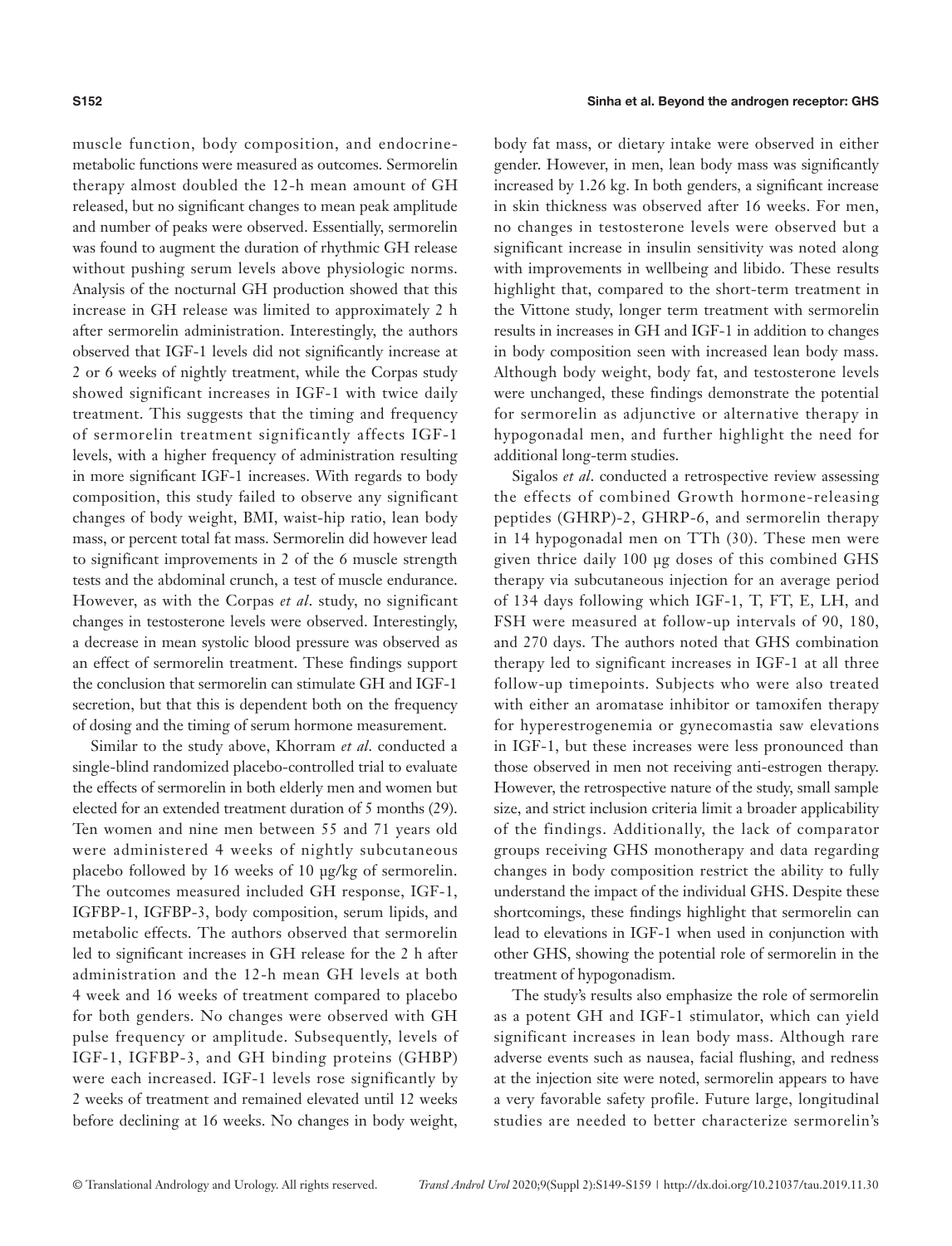muscle function, body composition, and endocrine-metabolic functions were measured as outcomes. Sermorelin therapy almost doubled the 12-h mean amount of GH released, but no significant changes to mean peak amplitude and number of peaks were observed. Essentially, sermorelin was found to augment the duration of rhythmic GH release without pushing serum levels above physiologic norms. Analysis of the nocturnal GH production showed that this increase in GH release was limited to approximately 2 h after sermorelin administration. Interestingly, the authors observed that IGF-1 levels did not significantly increase at 2 or 6 weeks of nightly treatment, while the Corpas study showed significant increases in IGF-1 with twice daily treatment. This suggests that the timing and frequency of sermorelin treatment significantly affects IGF-1 levels, with a higher frequency of administration resulting in more significant IGF-1 increases. With regards to body composition, this study failed to observe any significant changes of body weight, BMI, waist-hip ratio, lean body mass, or percent total fat mass. Sermorelin did however lead to significant improvements in 2 of the 6 muscle strength tests and the abdominal crunch, a test of muscle endurance. However, as with the Corpas *et al*. study, no significant changes in testosterone levels were observed. Interestingly, a decrease in mean systolic blood pressure was observed as an effect of sermorelin treatment. These findings support the conclusion that sermorelin can stimulate GH and IGF-1 secretion, but that this is dependent both on the frequency of dosing and the timing of serum hormone measurement.

Similar to the study above, Khorram *et al*. conducted a single-blind randomized placebo-controlled trial to evaluate the effects of sermorelin in both elderly men and women but elected for an extended treatment duration of 5 months (29). Ten women and nine men between 55 and 71 years old were administered 4 weeks of nightly subcutaneous placebo followed by 16 weeks of 10 µg/kg of sermorelin. The outcomes measured included GH response, IGF-1, IGFBP-1, IGFBP-3, body composition, serum lipids, and metabolic effects. The authors observed that sermorelin led to significant increases in GH release for the 2 h after administration and the 12-h mean GH levels at both 4 week and 16 weeks of treatment compared to placebo for both genders. No changes were observed with GH pulse frequency or amplitude. Subsequently, levels of IGF-1, IGFBP-3, and GH binding proteins (GHBP) were each increased. IGF-1 levels rose significantly by 2 weeks of treatment and remained elevated until 12 weeks before declining at 16 weeks. No changes in body weight, body fat mass, or dietary intake were observed in either gender. However, in men, lean body mass was significantly increased by 1.26 kg. In both genders, a significant increase in skin thickness was observed after 16 weeks. For men, no changes in testosterone levels were observed but a significant increase in insulin sensitivity was noted along with improvements in wellbeing and libido. These results highlight that, compared to the short-term treatment in the Vittone study, longer term treatment with sermorelin results in increases in GH and IGF-1 in addition to changes in body composition seen with increased lean body mass. Although body weight, body fat, and testosterone levels were unchanged, these findings demonstrate the potential for sermorelin as adjunctive or alternative therapy in hypogonadal men, and further highlight the need for additional long-term studies.

Sigalos *et al*. conducted a retrospective review assessing the effects of combined Growth hormone-releasing peptides (GHRP)-2, GHRP-6, and sermorelin therapy in 14 hypogonadal men on TTh (30). These men were given thrice daily 100 µg doses of this combined GHS therapy via subcutaneous injection for an average period of 134 days following which IGF-1, T, FT, E, LH, and FSH were measured at follow-up intervals of 90, 180, and 270 days. The authors noted that GHS combination therapy led to significant increases in IGF-1 at all three follow-up timepoints. Subjects who were also treated with either an aromatase inhibitor or tamoxifen therapy for hyperestrogenemia or gynecomastia saw elevations in IGF-1, but these increases were less pronounced than those observed in men not receiving anti-estrogen therapy. However, the retrospective nature of the study, small sample size, and strict inclusion criteria limit a broader applicability of the findings. Additionally, the lack of comparator groups receiving GHS monotherapy and data regarding changes in body composition restrict the ability to fully understand the impact of the individual GHS. Despite these shortcomings, these findings highlight that sermorelin can lead to elevations in IGF-1 when used in conjunction with other GHS, showing the potential role of sermorelin in the treatment of hypogonadism.

The study's results also emphasize the role of sermorelin as a potent GH and IGF-1 stimulator, which can yield significant increases in lean body mass. Although rare adverse events such as nausea, facial flushing, and redness at the injection site were noted, sermorelin appears to have a very favorable safety profile. Future large, longitudinal studies are needed to better characterize sermorelin's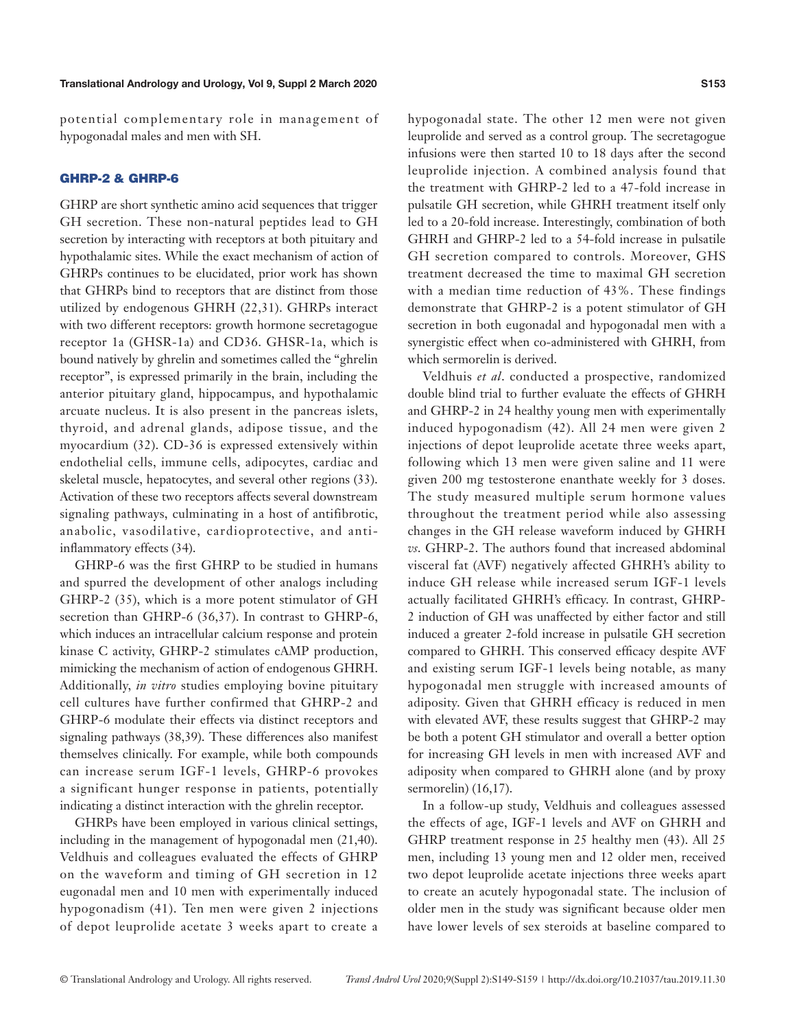potential complementary role in management of hypogonadal males and men with SH.

## GHRP-2 & GHRP-6

GHRP are short synthetic amino acid sequences that trigger GH secretion. These non-natural peptides lead to GH secretion by interacting with receptors at both pituitary and hypothalamic sites. While the exact mechanism of action of GHRPs continues to be elucidated, prior work has shown that GHRPs bind to receptors that are distinct from those utilized by endogenous GHRH (22,31). GHRPs interact with two different receptors: growth hormone secretagogue receptor 1a (GHSR-1a) and CD36. GHSR-1a, which is bound natively by ghrelin and sometimes called the "ghrelin receptor", is expressed primarily in the brain, including the anterior pituitary gland, hippocampus, and hypothalamic arcuate nucleus. It is also present in the pancreas islets, thyroid, and adrenal glands, adipose tissue, and the myocardium (32). CD-36 is expressed extensively within endothelial cells, immune cells, adipocytes, cardiac and skeletal muscle, hepatocytes, and several other regions (33). Activation of these two receptors affects several downstream signaling pathways, culminating in a host of antifibrotic, anabolic, vasodilative, cardioprotective, and anti-inflammatory effects (34).

GHRP-6 was the first GHRP to be studied in humans and spurred the development of other analogs including GHRP-2 (35), which is a more potent stimulator of GH secretion than GHRP-6 (36,37). In contrast to GHRP-6, which induces an intracellular calcium response and protein kinase C activity, GHRP-2 stimulates cAMP production, mimicking the mechanism of action of endogenous GHRH. Additionally, *in vitro* studies employing bovine pituitary cell cultures have further confirmed that GHRP-2 and GHRP-6 modulate their effects via distinct receptors and signaling pathways (38,39). These differences also manifest themselves clinically. For example, while both compounds can increase serum IGF-1 levels, GHRP-6 provokes a significant hunger response in patients, potentially indicating a distinct interaction with the ghrelin receptor.

GHRPs have been employed in various clinical settings, including in the management of hypogonadal men (21,40). Veldhuis and colleagues evaluated the effects of GHRP on the waveform and timing of GH secretion in 12 eugonadal men and 10 men with experimentally induced hypogonadism (41). Ten men were given 2 injections of depot leuprolide acetate 3 weeks apart to create a hypogonadal state. The other 12 men were not given leuprolide and served as a control group. The secretagogue infusions were then started 10 to 18 days after the second leuprolide injection. A combined analysis found that the treatment with GHRP-2 led to a 47-fold increase in pulsatile GH secretion, while GHRH treatment itself only led to a 20-fold increase. Interestingly, combination of both GHRH and GHRP-2 led to a 54-fold increase in pulsatile GH secretion compared to controls. Moreover, GHS treatment decreased the time to maximal GH secretion with a median time reduction of 43%. These findings demonstrate that GHRP-2 is a potent stimulator of GH secretion in both eugonadal and hypogonadal men with a synergistic effect when co-administered with GHRH, from which sermorelin is derived.

Veldhuis *et al*. conducted a prospective, randomized double blind trial to further evaluate the effects of GHRH and GHRP-2 in 24 healthy young men with experimentally induced hypogonadism (42). All 24 men were given 2 injections of depot leuprolide acetate three weeks apart, following which 13 men were given saline and 11 were given 200 mg testosterone enanthate weekly for 3 doses. The study measured multiple serum hormone values throughout the treatment period while also assessing changes in the GH release waveform induced by GHRH *vs*. GHRP-2. The authors found that increased abdominal visceral fat (AVF) negatively affected GHRH's ability to induce GH release while increased serum IGF-1 levels actually facilitated GHRH's efficacy. In contrast, GHRP-2 induction of GH was unaffected by either factor and still induced a greater 2-fold increase in pulsatile GH secretion compared to GHRH. This conserved efficacy despite AVF and existing serum IGF-1 levels being notable, as many hypogonadal men struggle with increased amounts of adiposity. Given that GHRH efficacy is reduced in men with elevated AVF, these results suggest that GHRP-2 may be both a potent GH stimulator and overall a better option for increasing GH levels in men with increased AVF and adiposity when compared to GHRH alone (and by proxy sermorelin) (16,17).

In a follow-up study, Veldhuis and colleagues assessed the effects of age, IGF-1 levels and AVF on GHRH and GHRP treatment response in 25 healthy men (43). All 25 men, including 13 young men and 12 older men, received two depot leuprolide acetate injections three weeks apart to create an acutely hypogonadal state. The inclusion of older men in the study was significant because older men have lower levels of sex steroids at baseline compared to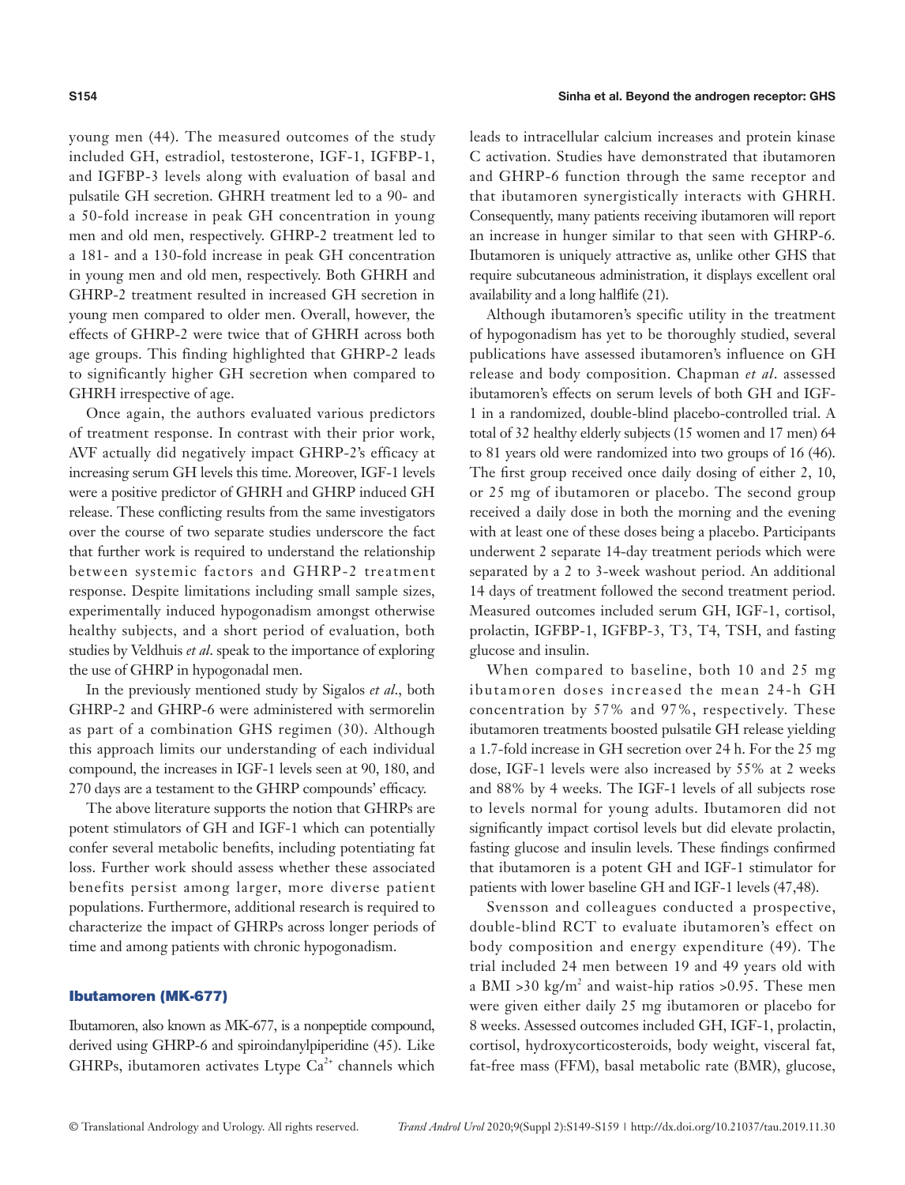young men (44). The measured outcomes of the study included GH, estradiol, testosterone, IGF-1, IGFBP-1, and IGFBP-3 levels along with evaluation of basal and pulsatile GH secretion. GHRH treatment led to a 90- and a 50-fold increase in peak GH concentration in young men and old men, respectively. GHRP-2 treatment led to a 181- and a 130-fold increase in peak GH concentration in young men and old men, respectively. Both GHRH and GHRP-2 treatment resulted in increased GH secretion in young men compared to older men. Overall, however, the effects of GHRP-2 were twice that of GHRH across both age groups. This finding highlighted that GHRP-2 leads to significantly higher GH secretion when compared to GHRH irrespective of age.

Once again, the authors evaluated various predictors of treatment response. In contrast with their prior work, AVF actually did negatively impact GHRP-2's efficacy at increasing serum GH levels this time. Moreover, IGF-1 levels were a positive predictor of GHRH and GHRP induced GH release. These conflicting results from the same investigators over the course of two separate studies underscore the fact that further work is required to understand the relationship between systemic factors and GHRP-2 treatment response. Despite limitations including small sample sizes, experimentally induced hypogonadism amongst otherwise healthy subjects, and a short period of evaluation, both studies by Veldhuis *et al*. speak to the importance of exploring the use of GHRP in hypogonadal men.

In the previously mentioned study by Sigalos *et al*., both GHRP-2 and GHRP-6 were administered with sermorelin as part of a combination GHS regimen (30). Although this approach limits our understanding of each individual compound, the increases in IGF-1 levels seen at 90, 180, and 270 days are a testament to the GHRP compounds' efficacy.

The above literature supports the notion that GHRPs are potent stimulators of GH and IGF-1 which can potentially confer several metabolic benefits, including potentiating fat loss. Further work should assess whether these associated benefits persist among larger, more diverse patient populations. Furthermore, additional research is required to characterize the impact of GHRPs across longer periods of time and among patients with chronic hypogonadism.

## Ibutamoren (MK-677)

Ibutamoren, also known as MK-677, is a nonpeptide compound, derived using GHRP-6 and spiroindanylpiperidine (45). Like GHRPs, ibutamoren activates Ltype $Ca^{2+}$ channels which leads to intracellular calcium increases and protein kinase C activation. Studies have demonstrated that ibutamoren and GHRP-6 function through the same receptor and that ibutamoren synergistically interacts with GHRH. Consequently, many patients receiving ibutamoren will report an increase in hunger similar to that seen with GHRP-6. Ibutamoren is uniquely attractive as, unlike other GHS that require subcutaneous administration, it displays excellent oral availability and a long halflife (21).

Although ibutamoren's specific utility in the treatment of hypogonadism has yet to be thoroughly studied, several publications have assessed ibutamoren's influence on GH release and body composition. Chapman *et al*. assessed ibutamoren's effects on serum levels of both GH and IGF-1 in a randomized, double-blind placebo-controlled trial. A total of 32 healthy elderly subjects (15 women and 17 men) 64 to 81 years old were randomized into two groups of 16 (46). The first group received once daily dosing of either 2, 10, or 25 mg of ibutamoren or placebo. The second group received a daily dose in both the morning and the evening with at least one of these doses being a placebo. Participants underwent 2 separate 14-day treatment periods which were separated by a 2 to 3-week washout period. An additional 14 days of treatment followed the second treatment period. Measured outcomes included serum GH, IGF-1, cortisol, prolactin, IGFBP-1, IGFBP-3, T3, T4, TSH, and fasting glucose and insulin.

When compared to baseline, both 10 and 25 mg ibutamoren doses increased the mean 24-h GH concentration by 57% and 97%, respectively. These ibutamoren treatments boosted pulsatile GH release yielding a 1.7-fold increase in GH secretion over 24 h. For the 25 mg dose, IGF-1 levels were also increased by 55% at 2 weeks and 88% by 4 weeks. The IGF-1 levels of all subjects rose to levels normal for young adults. Ibutamoren did not significantly impact cortisol levels but did elevate prolactin, fasting glucose and insulin levels. These findings confirmed that ibutamoren is a potent GH and IGF-1 stimulator for patients with lower baseline GH and IGF-1 levels (47,48).

Svensson and colleagues conducted a prospective, double-blind RCT to evaluate ibutamoren's effect on body composition and energy expenditure (49). The trial included 24 men between 19 and 49 years old with a BMI >30 kg/$m^2$ and waist-hip ratios >0.95. These men were given either daily 25 mg ibutamoren or placebo for 8 weeks. Assessed outcomes included GH, IGF-1, prolactin, cortisol, hydroxycorticosteroids, body weight, visceral fat, fat-free mass (FFM), basal metabolic rate (BMR), glucose,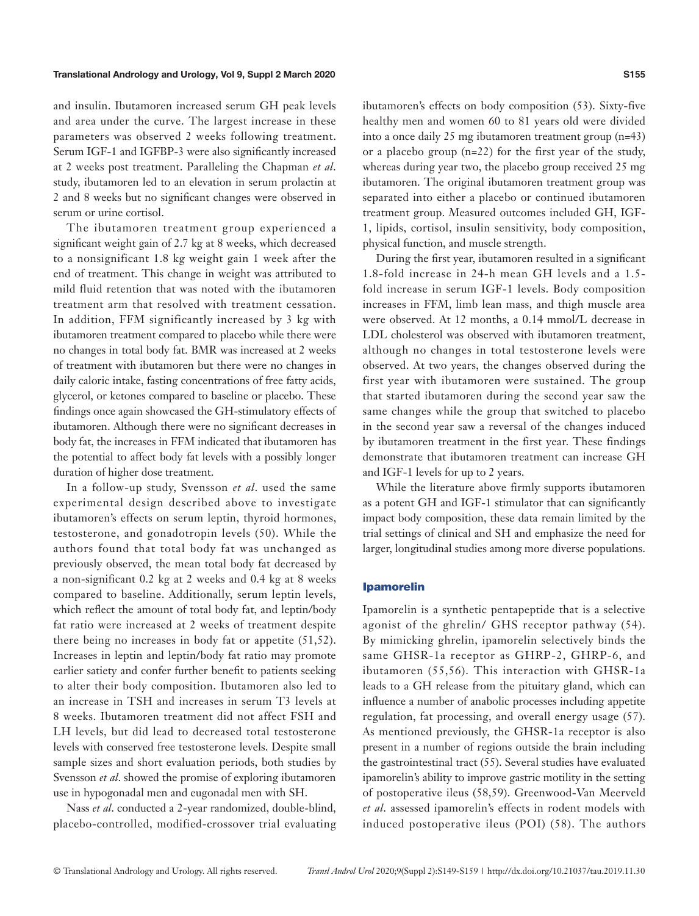and insulin. Ibutamoren increased serum GH peak levels and area under the curve. The largest increase in these parameters was observed 2 weeks following treatment. Serum IGF-1 and IGFBP-3 were also significantly increased at 2 weeks post treatment. Paralleling the Chapman *et al*. study, ibutamoren led to an elevation in serum prolactin at 2 and 8 weeks but no significant changes were observed in serum or urine cortisol.

The ibutamoren treatment group experienced a significant weight gain of 2.7 kg at 8 weeks, which decreased to a nonsignificant 1.8 kg weight gain 1 week after the end of treatment. This change in weight was attributed to mild fluid retention that was noted with the ibutamoren treatment arm that resolved with treatment cessation. In addition, FFM significantly increased by 3 kg with ibutamoren treatment compared to placebo while there were no changes in total body fat. BMR was increased at 2 weeks of treatment with ibutamoren but there were no changes in daily caloric intake, fasting concentrations of free fatty acids, glycerol, or ketones compared to baseline or placebo. These findings once again showcased the GH-stimulatory effects of ibutamoren. Although there were no significant decreases in body fat, the increases in FFM indicated that ibutamoren has the potential to affect body fat levels with a possibly longer duration of higher dose treatment.

In a follow-up study, Svensson *et al*. used the same experimental design described above to investigate ibutamoren's effects on serum leptin, thyroid hormones, testosterone, and gonadotropin levels (50). While the authors found that total body fat was unchanged as previously observed, the mean total body fat decreased by a non-significant 0.2 kg at 2 weeks and 0.4 kg at 8 weeks compared to baseline. Additionally, serum leptin levels, which reflect the amount of total body fat, and leptin/body fat ratio were increased at 2 weeks of treatment despite there being no increases in body fat or appetite (51,52). Increases in leptin and leptin/body fat ratio may promote earlier satiety and confer further benefit to patients seeking to alter their body composition. Ibutamoren also led to an increase in TSH and increases in serum T3 levels at 8 weeks. Ibutamoren treatment did not affect FSH and LH levels, but did lead to decreased total testosterone levels with conserved free testosterone levels. Despite small sample sizes and short evaluation periods, both studies by Svensson *et al*. showed the promise of exploring ibutamoren use in hypogonadal men and eugonadal men with SH.

Nass *et al*. conducted a 2-year randomized, double-blind, placebo-controlled, modified-crossover trial evaluating ibutamoren's effects on body composition (53). Sixty-five healthy men and women 60 to 81 years old were divided into a once daily 25 mg ibutamoren treatment group (n=43) or a placebo group (n=22) for the first year of the study, whereas during year two, the placebo group received 25 mg ibutamoren. The original ibutamoren treatment group was separated into either a placebo or continued ibutamoren treatment group. Measured outcomes included GH, IGF-1, lipids, cortisol, insulin sensitivity, body composition, physical function, and muscle strength.

During the first year, ibutamoren resulted in a significant 1.8-fold increase in 24-h mean GH levels and a 1.5-fold increase in serum IGF-1 levels. Body composition increases in FFM, limb lean mass, and thigh muscle area were observed. At 12 months, a 0.14 mmol/L decrease in LDL cholesterol was observed with ibutamoren treatment, although no changes in total testosterone levels were observed. At two years, the changes observed during the first year with ibutamoren were sustained. The group that started ibutamoren during the second year saw the same changes while the group that switched to placebo in the second year saw a reversal of the changes induced by ibutamoren treatment in the first year. These findings demonstrate that ibutamoren treatment can increase GH and IGF-1 levels for up to 2 years.

While the literature above firmly supports ibutamoren as a potent GH and IGF-1 stimulator that can significantly impact body composition, these data remain limited by the trial settings of clinical and SH and emphasize the need for larger, longitudinal studies among more diverse populations.

## Ipamorelin

Ipamorelin is a synthetic pentapeptide that is a selective agonist of the ghrelin/ GHS receptor pathway (54). By mimicking ghrelin, ipamorelin selectively binds the same GHSR-1a receptor as GHRP-2, GHRP-6, and ibutamoren (55,56). This interaction with GHSR-1a leads to a GH release from the pituitary gland, which can influence a number of anabolic processes including appetite regulation, fat processing, and overall energy usage (57). As mentioned previously, the GHSR-1a receptor is also present in a number of regions outside the brain including the gastrointestinal tract (55). Several studies have evaluated ipamorelin's ability to improve gastric motility in the setting of postoperative ileus (58,59). Greenwood-Van Meerveld *et al*. assessed ipamorelin's effects in rodent models with induced postoperative ileus (POI) (58). The authors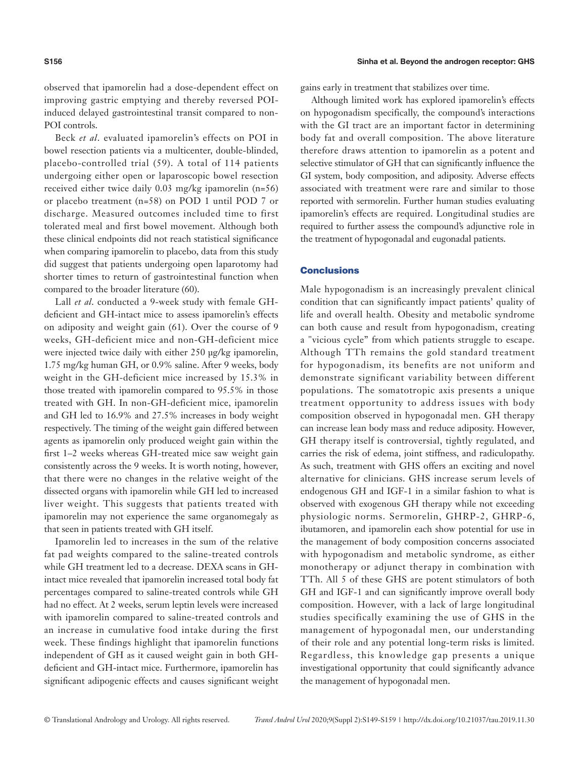observed that ipamorelin had a dose-dependent effect on improving gastric emptying and thereby reversed POI-induced delayed gastrointestinal transit compared to non-POI controls.

Beck *et al*. evaluated ipamorelin's effects on POI in bowel resection patients via a multicenter, double-blinded, placebo-controlled trial (59). A total of 114 patients undergoing either open or laparoscopic bowel resection received either twice daily 0.03 mg/kg ipamorelin (n=56) or placebo treatment (n=58) on POD 1 until POD 7 or discharge. Measured outcomes included time to first tolerated meal and first bowel movement. Although both these clinical endpoints did not reach statistical significance when comparing ipamorelin to placebo, data from this study did suggest that patients undergoing open laparotomy had shorter times to return of gastrointestinal function when compared to the broader literature (60).

Lall *et al*. conducted a 9-week study with female GH-deficient and GH-intact mice to assess ipamorelin's effects on adiposity and weight gain (61). Over the course of 9 weeks, GH-deficient mice and non-GH-deficient mice were injected twice daily with either 250 µg/kg ipamorelin, 1.75 mg/kg human GH, or 0.9% saline. After 9 weeks, body weight in the GH-deficient mice increased by 15.3% in those treated with ipamorelin compared to 95.5% in those treated with GH. In non-GH-deficient mice, ipamorelin and GH led to 16.9% and 27.5% increases in body weight respectively. The timing of the weight gain differed between agents as ipamorelin only produced weight gain within the first 1–2 weeks whereas GH-treated mice saw weight gain consistently across the 9 weeks. It is worth noting, however, that there were no changes in the relative weight of the dissected organs with ipamorelin while GH led to increased liver weight. This suggests that patients treated with ipamorelin may not experience the same organomegaly as that seen in patients treated with GH itself.

Ipamorelin led to increases in the sum of the relative fat pad weights compared to the saline-treated controls while GH treatment led to a decrease. DEXA scans in GH-intact mice revealed that ipamorelin increased total body fat percentages compared to saline-treated controls while GH had no effect. At 2 weeks, serum leptin levels were increased with ipamorelin compared to saline-treated controls and an increase in cumulative food intake during the first week. These findings highlight that ipamorelin functions independent of GH as it caused weight gain in both GH-deficient and GH-intact mice. Furthermore, ipamorelin has significant adipogenic effects and causes significant weight gains early in treatment that stabilizes over time.

Although limited work has explored ipamorelin's effects on hypogonadism specifically, the compound's interactions with the GI tract are an important factor in determining body fat and overall composition. The above literature therefore draws attention to ipamorelin as a potent and selective stimulator of GH that can significantly influence the GI system, body composition, and adiposity. Adverse effects associated with treatment were rare and similar to those reported with sermorelin. Further human studies evaluating ipamorelin's effects are required. Longitudinal studies are required to further assess the compound's adjunctive role in the treatment of hypogonadal and eugonadal patients.

## Conclusions

Male hypogonadism is an increasingly prevalent clinical condition that can significantly impact patients' quality of life and overall health. Obesity and metabolic syndrome can both cause and result from hypogonadism, creating a "vicious cycle" from which patients struggle to escape. Although TTh remains the gold standard treatment for hypogonadism, its benefits are not uniform and demonstrate significant variability between different populations. The somatotropic axis presents a unique treatment opportunity to address issues with body composition observed in hypogonadal men. GH therapy can increase lean body mass and reduce adiposity. However, GH therapy itself is controversial, tightly regulated, and carries the risk of edema, joint stiffness, and radiculopathy. As such, treatment with GHS offers an exciting and novel alternative for clinicians. GHS increase serum levels of endogenous GH and IGF-1 in a similar fashion to what is observed with exogenous GH therapy while not exceeding physiologic norms. Sermorelin, GHRP-2, GHRP-6, ibutamoren, and ipamorelin each show potential for use in the management of body composition concerns associated with hypogonadism and metabolic syndrome, as either monotherapy or adjunct therapy in combination with TTh. All 5 of these GHS are potent stimulators of both GH and IGF-1 and can significantly improve overall body composition. However, with a lack of large longitudinal studies specifically examining the use of GHS in the management of hypogonadal men, our understanding of their role and any potential long-term risks is limited. Regardless, this knowledge gap presents a unique investigational opportunity that could significantly advance the management of hypogonadal men.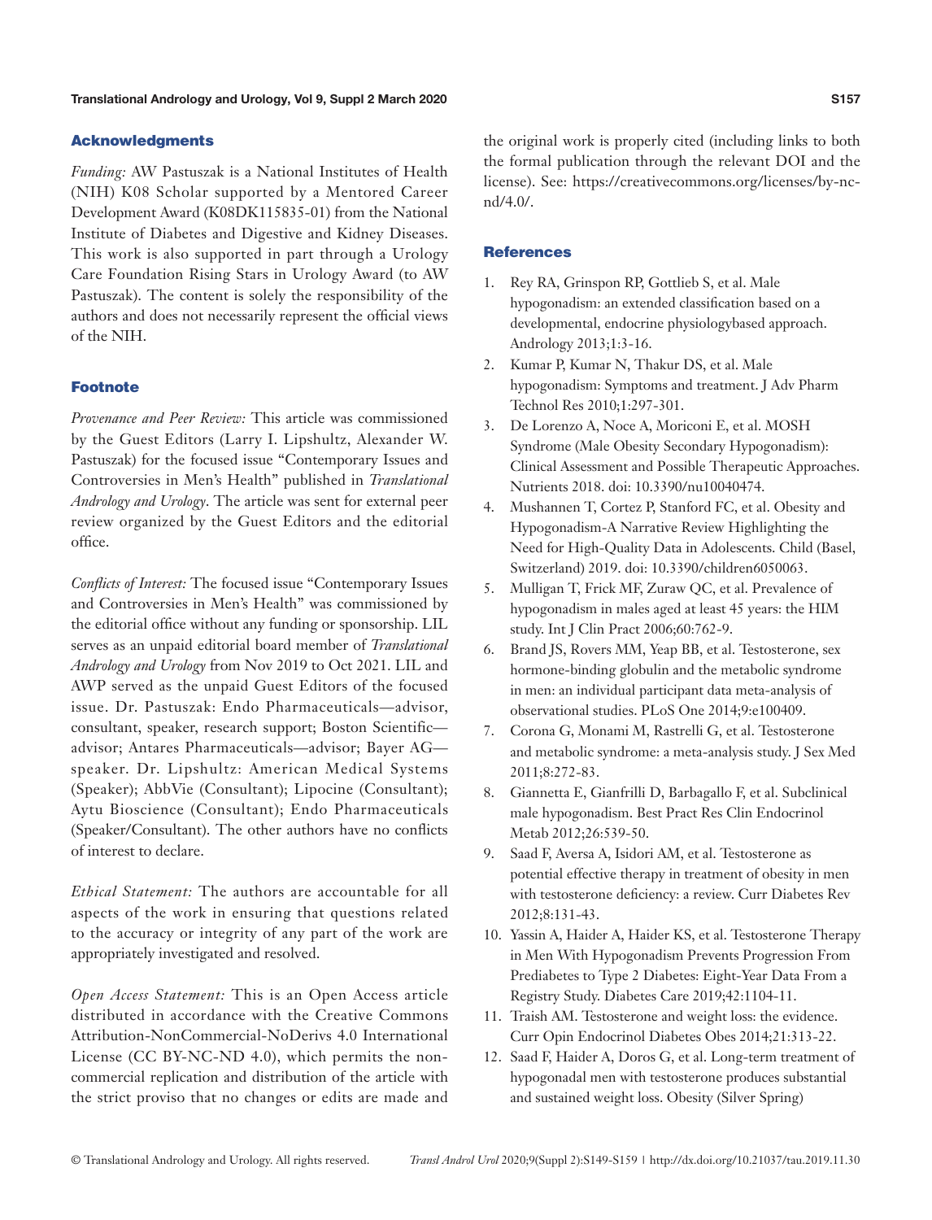## Acknowledgments

*Funding:* AW Pastuszak is a National Institutes of Health (NIH) K08 Scholar supported by a Mentored Career Development Award (K08DK115835-01) from the National Institute of Diabetes and Digestive and Kidney Diseases. This work is also supported in part through a Urology Care Foundation Rising Stars in Urology Award (to AW Pastuszak). The content is solely the responsibility of the authors and does not necessarily represent the official views of the NIH.

## Footnote

*Provenance and Peer Review:* This article was commissioned by the Guest Editors (Larry I. Lipshultz, Alexander W. Pastuszak) for the focused issue "Contemporary Issues and Controversies in Men's Health" published in *Translational Andrology and Urology*. The article was sent for external peer review organized by the Guest Editors and the editorial office.

*Conflicts of Interest:* The focused issue "Contemporary Issues and Controversies in Men's Health" was commissioned by the editorial office without any funding or sponsorship. LIL serves as an unpaid editorial board member of *Translational Andrology and Urology* from Nov 2019 to Oct 2021. LIL and AWP served as the unpaid Guest Editors of the focused issue. Dr. Pastuszak: Endo Pharmaceuticals—advisor, consultant, speaker, research support; Boston Scientific—advisor; Antares Pharmaceuticals—advisor; Bayer AG—speaker. Dr. Lipshultz: American Medical Systems (Speaker); AbbVie (Consultant); Lipocine (Consultant); Aytu Bioscience (Consultant); Endo Pharmaceuticals (Speaker/Consultant). The other authors have no conflicts of interest to declare.

*Ethical Statement:* The authors are accountable for all aspects of the work in ensuring that questions related to the accuracy or integrity of any part of the work are appropriately investigated and resolved.

*Open Access Statement:* This is an Open Access article distributed in accordance with the Creative Commons Attribution-NonCommercial-NoDerivs 4.0 International License (CC BY-NC-ND 4.0), which permits the non-commercial replication and distribution of the article with the strict proviso that no changes or edits are made and the original work is properly cited (including links to both the formal publication through the relevant DOI and the license). See: https://creativecommons.org/licenses/by-nc-nd/4.0/.

## References

1. Rey RA, Grinspon RP, Gottlieb S, et al. Male hypogonadism: an extended classification based on a developmental, endocrine physiologybased approach. Andrology 2013;1:3-16.
2. Kumar P, Kumar N, Thakur DS, et al. Male hypogonadism: Symptoms and treatment. J Adv Pharm Technol Res 2010;1:297-301.
3. De Lorenzo A, Noce A, Moriconi E, et al. MOSH Syndrome (Male Obesity Secondary Hypogonadism): Clinical Assessment and Possible Therapeutic Approaches. Nutrients 2018. doi: 10.3390/nu10040474.
4. Mushannen T, Cortez P, Stanford FC, et al. Obesity and Hypogonadism-A Narrative Review Highlighting the Need for High-Quality Data in Adolescents. Child (Basel, Switzerland) 2019. doi: 10.3390/children6050063.
5. Mulligan T, Frick MF, Zuraw QC, et al. Prevalence of hypogonadism in males aged at least 45 years: the HIM study. Int J Clin Pract 2006;60:762-9.
6. Brand JS, Rovers MM, Yeap BB, et al. Testosterone, sex hormone-binding globulin and the metabolic syndrome in men: an individual participant data meta-analysis of observational studies. PLoS One 2014;9:e100409.
7. Corona G, Monami M, Rastrelli G, et al. Testosterone and metabolic syndrome: a meta-analysis study. J Sex Med 2011;8:272-83.
8. Giannetta E, Gianfrilli D, Barbagallo F, et al. Subclinical male hypogonadism. Best Pract Res Clin Endocrinol Metab 2012;26:539-50.
9. Saad F, Aversa A, Isidori AM, et al. Testosterone as potential effective therapy in treatment of obesity in men with testosterone deficiency: a review. Curr Diabetes Rev 2012;8:131-43.
10. Yassin A, Haider A, Haider KS, et al. Testosterone Therapy in Men With Hypogonadism Prevents Progression From Prediabetes to Type 2 Diabetes: Eight-Year Data From a Registry Study. Diabetes Care 2019;42:1104-11.
11. Traish AM. Testosterone and weight loss: the evidence. Curr Opin Endocrinol Diabetes Obes 2014;21:313-22.
12. Saad F, Haider A, Doros G, et al. Long-term treatment of hypogonadal men with testosterone produces substantial and sustained weight loss. Obesity (Silver Spring)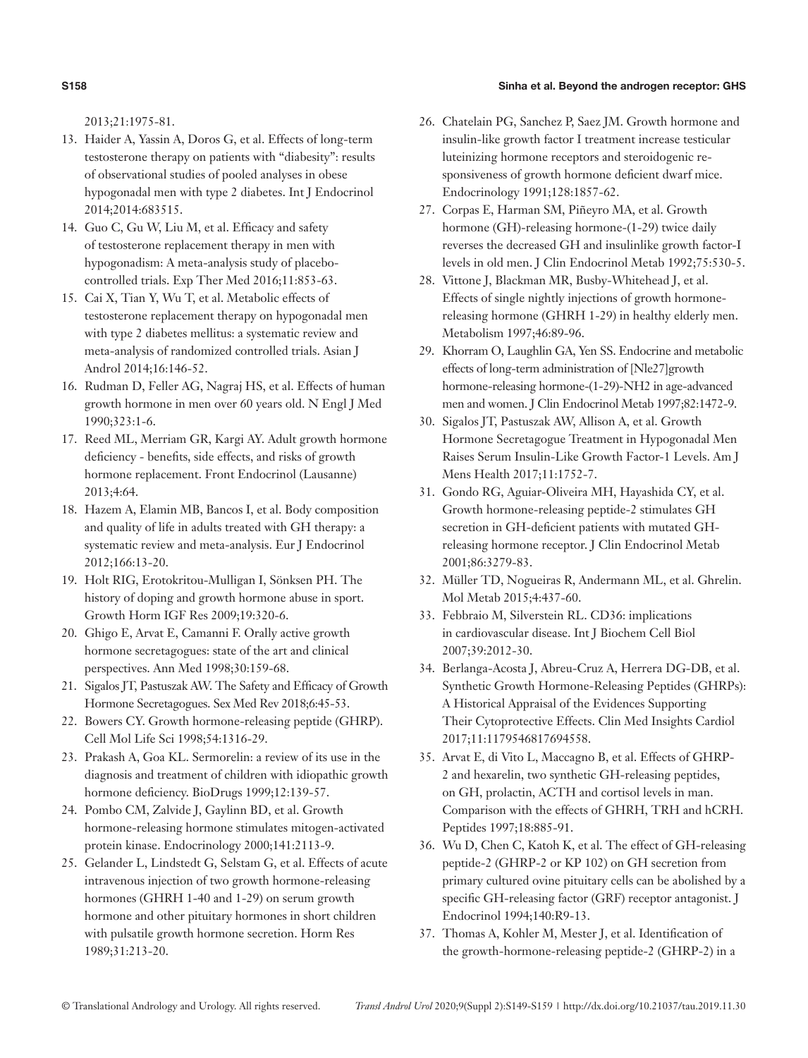2013;21:1975-81.

13. Haider A, Yassin A, Doros G, et al. Effects of long-term testosterone therapy on patients with "diabesity": results of observational studies of pooled analyses in obese hypogonadal men with type 2 diabetes. Int J Endocrinol 2014;2014:683515.
14. Guo C, Gu W, Liu M, et al. Efficacy and safety of testosterone replacement therapy in men with hypogonadism: A meta-analysis study of placebo-controlled trials. Exp Ther Med 2016;11:853-63.
15. Cai X, Tian Y, Wu T, et al. Metabolic effects of testosterone replacement therapy on hypogonadal men with type 2 diabetes mellitus: a systematic review and meta-analysis of randomized controlled trials. Asian J Androl 2014;16:146-52.
16. Rudman D, Feller AG, Nagraj HS, et al. Effects of human growth hormone in men over 60 years old. N Engl J Med 1990;323:1-6.
17. Reed ML, Merriam GR, Kargi AY. Adult growth hormone deficiency - benefits, side effects, and risks of growth hormone replacement. Front Endocrinol (Lausanne) 2013;4:64.
18. Hazem A, Elamin MB, Bancos I, et al. Body composition and quality of life in adults treated with GH therapy: a systematic review and meta-analysis. Eur J Endocrinol 2012;166:13-20.
19. Holt RIG, Erotokritou-Mulligan I, Sönksen PH. The history of doping and growth hormone abuse in sport. Growth Horm IGF Res 2009;19:320-6.
20. Ghigo E, Arvat E, Camanni F. Orally active growth hormone secretagogues: state of the art and clinical perspectives. Ann Med 1998;30:159-68.
21. Sigalos JT, Pastuszak AW. The Safety and Efficacy of Growth Hormone Secretagogues. Sex Med Rev 2018;6:45-53.
22. Bowers CY. Growth hormone-releasing peptide (GHRP). Cell Mol Life Sci 1998;54:1316-29.
23. Prakash A, Goa KL. Sermorelin: a review of its use in the diagnosis and treatment of children with idiopathic growth hormone deficiency. BioDrugs 1999;12:139-57.
24. Pombo CM, Zalvide J, Gaylinn BD, et al. Growth hormone-releasing hormone stimulates mitogen-activated protein kinase. Endocrinology 2000;141:2113-9.
25. Gelander L, Lindstedt G, Selstam G, et al. Effects of acute intravenous injection of two growth hormone-releasing hormones (GHRH 1-40 and 1-29) on serum growth hormone and other pituitary hormones in short children with pulsatile growth hormone secretion. Horm Res 1989;31:213-20.
26. Chatelain PG, Sanchez P, Saez JM. Growth hormone and insulin-like growth factor I treatment increase testicular luteinizing hormone receptors and steroidogenic responsiveness of growth hormone deficient dwarf mice. Endocrinology 1991;128:1857-62.
27. Corpas E, Harman SM, Piñeyro MA, et al. Growth hormone (GH)-releasing hormone-(1-29) twice daily reverses the decreased GH and insulinlike growth factor-I levels in old men. J Clin Endocrinol Metab 1992;75:530-5.
28. Vittone J, Blackman MR, Busby-Whitehead J, et al. Effects of single nightly injections of growth hormone-releasing hormone (GHRH 1-29) in healthy elderly men. Metabolism 1997;46:89-96.
29. Khorram O, Laughlin GA, Yen SS. Endocrine and metabolic effects of long-term administration of [Nle27]growth hormone-releasing hormone-(1-29)-NH2 in age-advanced men and women. J Clin Endocrinol Metab 1997;82:1472-9.
30. Sigalos JT, Pastuszak AW, Allison A, et al. Growth Hormone Secretagogue Treatment in Hypogonadal Men Raises Serum Insulin-Like Growth Factor-1 Levels. Am J Mens Health 2017;11:1752-7.
31. Gondo RG, Aguiar-Oliveira MH, Hayashida CY, et al. Growth hormone-releasing peptide-2 stimulates GH secretion in GH-deficient patients with mutated GH-releasing hormone receptor. J Clin Endocrinol Metab 2001;86:3279-83.
32. Müller TD, Nogueiras R, Andermann ML, et al. Ghrelin. Mol Metab 2015;4:437-60.
33. Febbraio M, Silverstein RL. CD36: implications in cardiovascular disease. Int J Biochem Cell Biol 2007;39:2012-30.
34. Berlanga-Acosta J, Abreu-Cruz A, Herrera DG-DB, et al. Synthetic Growth Hormone-Releasing Peptides (GHRPs): A Historical Appraisal of the Evidences Supporting Their Cytoprotective Effects. Clin Med Insights Cardiol 2017;11:1179546817694558.
35. Arvat E, di Vito L, Maccagno B, et al. Effects of GHRP-2 and hexarelin, two synthetic GH-releasing peptides, on GH, prolactin, ACTH and cortisol levels in man. Comparison with the effects of GHRH, TRH and hCRH. Peptides 1997;18:885-91.
36. Wu D, Chen C, Katoh K, et al. The effect of GH-releasing peptide-2 (GHRP-2 or KP 102) on GH secretion from primary cultured ovine pituitary cells can be abolished by a specific GH-releasing factor (GRF) receptor antagonist. J Endocrinol 1994;140:R9-13.
37. Thomas A, Kohler M, Mester J, et al. Identification of the growth-hormone-releasing peptide-2 (GHRP-2) in a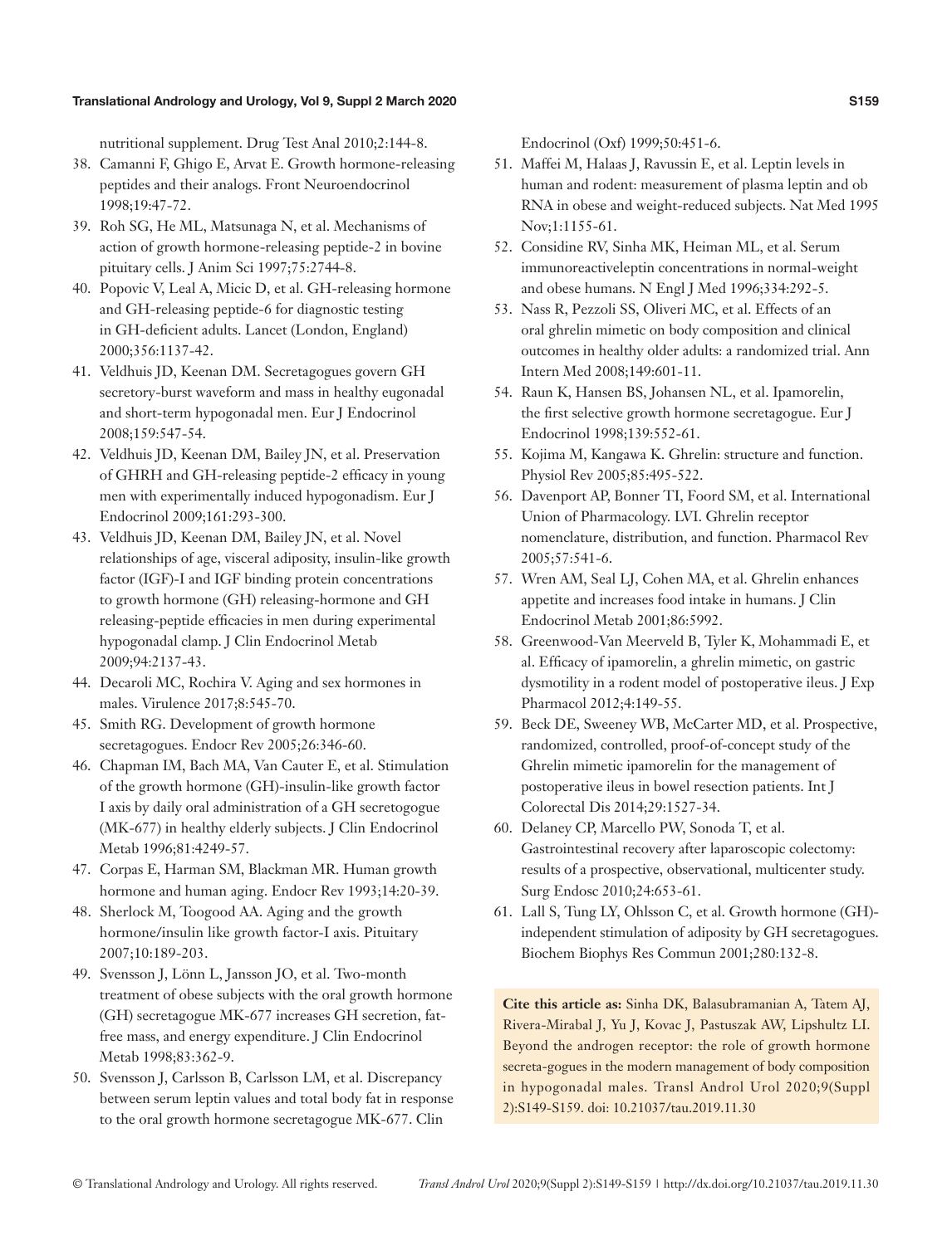nutritional supplement. Drug Test Anal 2010;2:144-8.

38. Camanni F, Ghigo E, Arvat E. Growth hormone-releasing peptides and their analogs. Front Neuroendocrinol 1998;19:47-72.
39. Roh SG, He ML, Matsunaga N, et al. Mechanisms of action of growth hormone-releasing peptide-2 in bovine pituitary cells. J Anim Sci 1997;75:2744-8.
40. Popovic V, Leal A, Micic D, et al. GH-releasing hormone and GH-releasing peptide-6 for diagnostic testing in GH-deficient adults. Lancet (London, England) 2000;356:1137-42.
41. Veldhuis JD, Keenan DM. Secretagogues govern GH secretory-burst waveform and mass in healthy eugonadal and short-term hypogonadal men. Eur J Endocrinol 2008;159:547-54.
42. Veldhuis JD, Keenan DM, Bailey JN, et al. Preservation of GHRH and GH-releasing peptide-2 efficacy in young men with experimentally induced hypogonadism. Eur J Endocrinol 2009;161:293-300.
43. Veldhuis JD, Keenan DM, Bailey JN, et al. Novel relationships of age, visceral adiposity, insulin-like growth factor (IGF)-I and IGF binding protein concentrations to growth hormone (GH) releasing-hormone and GH releasing-peptide efficacies in men during experimental hypogonadal clamp. J Clin Endocrinol Metab 2009;94:2137-43.
44. Decaroli MC, Rochira V. Aging and sex hormones in males. Virulence 2017;8:545-70.
45. Smith RG. Development of growth hormone secretagogues. Endocr Rev 2005;26:346-60.
46. Chapman IM, Bach MA, Van Cauter E, et al. Stimulation of the growth hormone (GH)-insulin-like growth factor I axis by daily oral administration of a GH secretogogue (MK-677) in healthy elderly subjects. J Clin Endocrinol Metab 1996;81:4249-57.
47. Corpas E, Harman SM, Blackman MR. Human growth hormone and human aging. Endocr Rev 1993;14:20-39.
48. Sherlock M, Toogood AA. Aging and the growth hormone/insulin like growth factor-I axis. Pituitary 2007;10:189-203.
49. Svensson J, Lönn L, Jansson JO, et al. Two-month treatment of obese subjects with the oral growth hormone (GH) secretagogue MK-677 increases GH secretion, fat-free mass, and energy expenditure. J Clin Endocrinol Metab 1998;83:362-9.
50. Svensson J, Carlsson B, Carlsson LM, et al. Discrepancy between serum leptin values and total body fat in response to the oral growth hormone secretagogue MK-677. Clin Endocrinol (Oxf) 1999;50:451-6.
51. Maffei M, Halaas J, Ravussin E, et al. Leptin levels in human and rodent: measurement of plasma leptin and ob RNA in obese and weight-reduced subjects. Nat Med 1995 Nov;1:1155-61.
52. Considine RV, Sinha MK, Heiman ML, et al. Serum immunoreactiveleptin concentrations in normal-weight and obese humans. N Engl J Med 1996;334:292-5.
53. Nass R, Pezzoli SS, Oliveri MC, et al. Effects of an oral ghrelin mimetic on body composition and clinical outcomes in healthy older adults: a randomized trial. Ann Intern Med 2008;149:601-11.
54. Raun K, Hansen BS, Johansen NL, et al. Ipamorelin, the first selective growth hormone secretagogue. Eur J Endocrinol 1998;139:552-61.
55. Kojima M, Kangawa K. Ghrelin: structure and function. Physiol Rev 2005;85:495-522.
56. Davenport AP, Bonner TI, Foord SM, et al. International Union of Pharmacology. LVI. Ghrelin receptor nomenclature, distribution, and function. Pharmacol Rev 2005;57:541-6.
57. Wren AM, Seal LJ, Cohen MA, et al. Ghrelin enhances appetite and increases food intake in humans. J Clin Endocrinol Metab 2001;86:5992.
58. Greenwood-Van Meerveld B, Tyler K, Mohammadi E, et al. Efficacy of ipamorelin, a ghrelin mimetic, on gastric dysmotility in a rodent model of postoperative ileus. J Exp Pharmacol 2012;4:149-55.
59. Beck DE, Sweeney WB, McCarter MD, et al. Prospective, randomized, controlled, proof-of-concept study of the Ghrelin mimetic ipamorelin for the management of postoperative ileus in bowel resection patients. Int J Colorectal Dis 2014;29:1527-34.
60. Delaney CP, Marcello PW, Sonoda T, et al. Gastrointestinal recovery after laparoscopic colectomy: results of a prospective, observational, multicenter study. Surg Endosc 2010;24:653-61.
61. Lall S, Tung LY, Ohlsson C, et al. Growth hormone (GH)-independent stimulation of adiposity by GH secretagogues. Biochem Biophys Res Commun 2001;280:132-8.

**Cite this article as:** Sinha DK, Balasubramanian A, Tatem AJ, Rivera-Mirabal J, Yu J, Kovac J, Pastuszak AW, Lipshultz LI. Beyond the androgen receptor: the role of growth hormone secreta-gogues in the modern management of body composition in hypogonadal males. Transl Androl Urol 2020;9(Suppl 2):S149-S159. doi: 10.21037/tau.2019.11.30